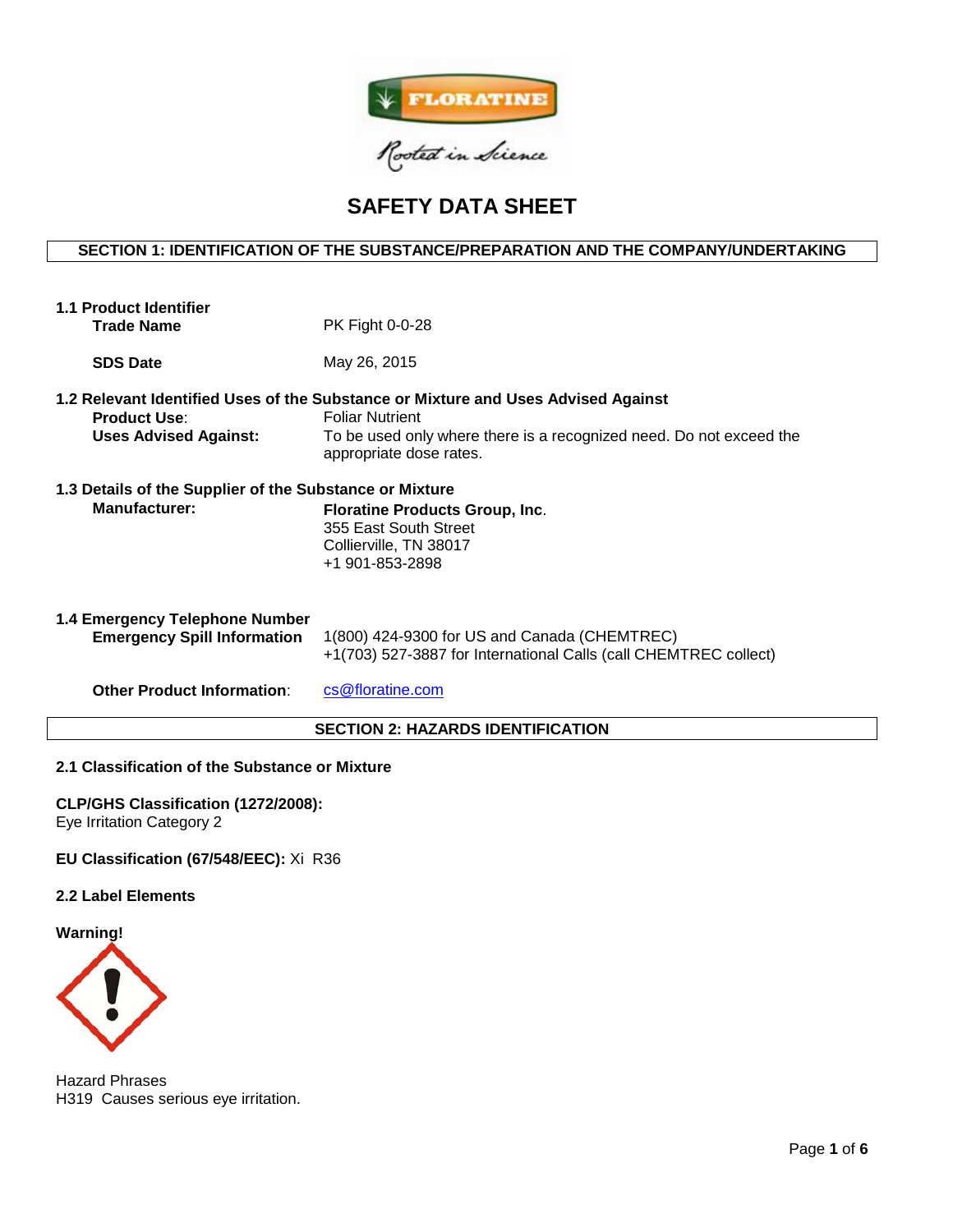# SAFETY DATA SHEET

## SECTION 1: IDENTIFICATION OF THE SUBSTANCE/PREPARATION AND THE COMPANY/UNDERTAKING

### 1.1 Product Identifier

**Trade Name** PK Fight 0-0-28

**SDS Date** May 26, 2015

### 1.2 Relevant Identified Uses of the Substance or Mixture and Uses Advised Against

**Product Use**: Foliar Nutrient

**Uses Advised Against:** To be used only where there is a recognized need. Do not exceed the appropriate dose rates.

### 1.3 Details of the Supplier of the Substance or Mixture

**Manufacturer:**
**Floratine Products Group, Inc**.
355 East South Street
Collierville, TN 38017
+1 901-853-2898

### 1.4 Emergency Telephone Number

**Emergency Spill Information**
1(800) 424-9300 for US and Canada (CHEMTREC)
+1(703) 527-3887 for International Calls (call CHEMTREC collect)

**Other Product Information**: cs@floratine.com

## SECTION 2: HAZARDS IDENTIFICATION

### 2.1 Classification of the Substance or Mixture

**CLP/GHS Classification (1272/2008):**
Eye Irritation Category 2

**EU Classification (67/548/EEC):** Xi R36

### 2.2 Label Elements

**Warning!**

Hazard Phrases
H319 Causes serious eye irritation.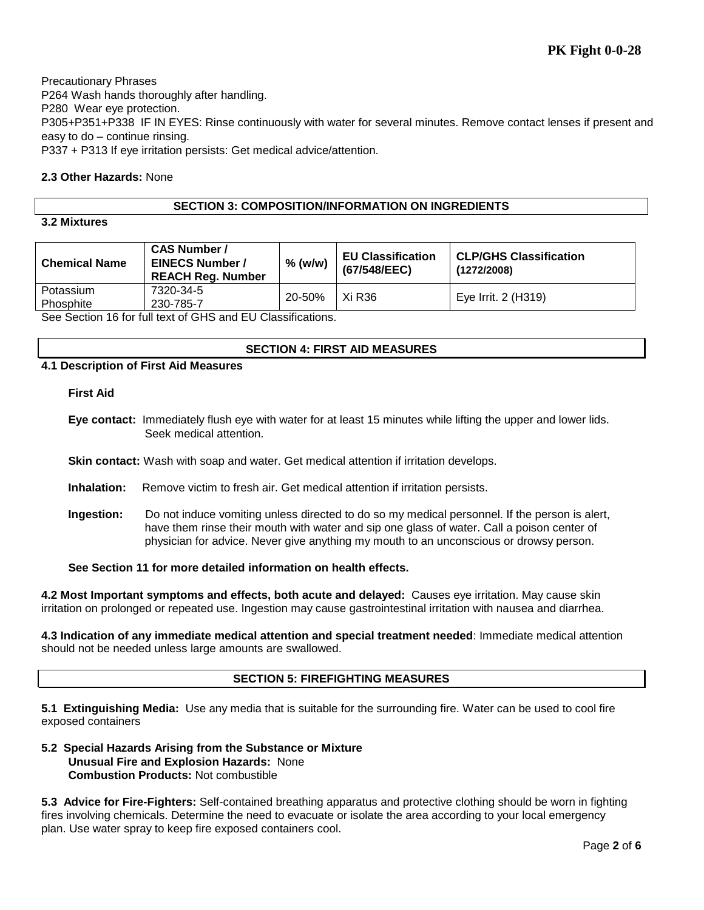Precautionary Phrases

P264 Wash hands thoroughly after handling.

P280 Wear eye protection.

P305+P351+P338 IF IN EYES: Rinse continuously with water for several minutes. Remove contact lenses if present and easy to do – continue rinsing.

P337 + P313 If eye irritation persists: Get medical advice/attention.

**2.3 Other Hazards:** None

## SECTION 3: COMPOSITION/INFORMATION ON INGREDIENTS

**3.2 Mixtures**

| Chemical Name | CAS Number / EINECS Number / REACH Reg. Number | % (w/w) | EU Classification (67/548/EEC) | CLP/GHS Classification (1272/2008) |
|---|---|---|---|---|
| Potassium Phosphite | 7320-34-5<br>230-785-7 | 20-50% | Xi R36 | Eye Irrit. 2 (H319) |

See Section 16 for full text of GHS and EU Classifications.

## SECTION 4: FIRST AID MEASURES

**4.1 Description of First Aid Measures**

**First Aid**

**Eye contact:** Immediately flush eye with water for at least 15 minutes while lifting the upper and lower lids. Seek medical attention.

**Skin contact:** Wash with soap and water. Get medical attention if irritation develops.

**Inhalation:** Remove victim to fresh air. Get medical attention if irritation persists.

**Ingestion:** Do not induce vomiting unless directed to do so my medical personnel. If the person is alert, have them rinse their mouth with water and sip one glass of water. Call a poison center of physician for advice. Never give anything my mouth to an unconscious or drowsy person.

**See Section 11 for more detailed information on health effects.**

**4.2 Most Important symptoms and effects, both acute and delayed:** Causes eye irritation. May cause skin irritation on prolonged or repeated use. Ingestion may cause gastrointestinal irritation with nausea and diarrhea.

**4.3 Indication of any immediate medical attention and special treatment needed**: Immediate medical attention should not be needed unless large amounts are swallowed.

## SECTION 5: FIREFIGHTING MEASURES

**5.1 Extinguishing Media:** Use any media that is suitable for the surrounding fire. Water can be used to cool fire exposed containers

**5.2 Special Hazards Arising from the Substance or Mixture**
**Unusual Fire and Explosion Hazards:** None
**Combustion Products:** Not combustible

**5.3 Advice for Fire-Fighters:** Self-contained breathing apparatus and protective clothing should be worn in fighting fires involving chemicals. Determine the need to evacuate or isolate the area according to your local emergency plan. Use water spray to keep fire exposed containers cool.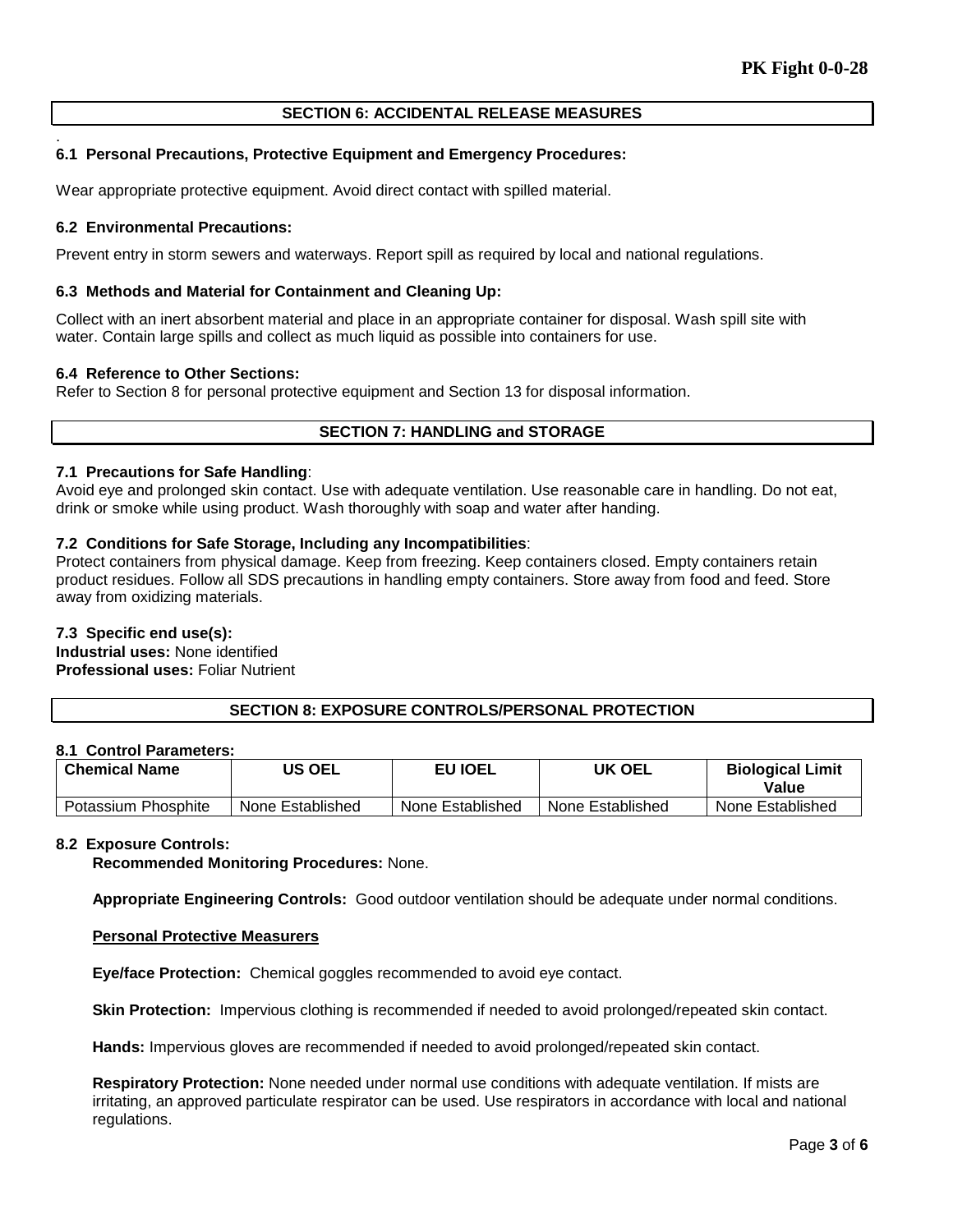## SECTION 6: ACCIDENTAL RELEASE MEASURES

### 6.1 Personal Precautions, Protective Equipment and Emergency Procedures:

Wear appropriate protective equipment. Avoid direct contact with spilled material.

### 6.2 Environmental Precautions:

Prevent entry in storm sewers and waterways. Report spill as required by local and national regulations.

### 6.3 Methods and Material for Containment and Cleaning Up:

Collect with an inert absorbent material and place in an appropriate container for disposal. Wash spill site with water. Contain large spills and collect as much liquid as possible into containers for use.

### 6.4 Reference to Other Sections:

Refer to Section 8 for personal protective equipment and Section 13 for disposal information.

## SECTION 7: HANDLING and STORAGE

### 7.1 Precautions for Safe Handling:

Avoid eye and prolonged skin contact. Use with adequate ventilation. Use reasonable care in handling. Do not eat, drink or smoke while using product. Wash thoroughly with soap and water after handing.

### 7.2 Conditions for Safe Storage, Including any Incompatibilities:

Protect containers from physical damage. Keep from freezing. Keep containers closed. Empty containers retain product residues. Follow all SDS precautions in handling empty containers. Store away from food and feed. Store away from oxidizing materials.

### 7.3 Specific end use(s):

**Industrial uses:** None identified
**Professional uses:** Foliar Nutrient

## SECTION 8: EXPOSURE CONTROLS/PERSONAL PROTECTION

### 8.1 Control Parameters:

| Chemical Name | US OEL | EU IOEL | UK OEL | Biological Limit Value |
|---|---|---|---|---|
| Potassium Phosphite | None Established | None Established | None Established | None Established |

### 8.2 Exposure Controls:

**Recommended Monitoring Procedures:** None.

**Appropriate Engineering Controls:** Good outdoor ventilation should be adequate under normal conditions.

**Personal Protective Measurers**

**Eye/face Protection:** Chemical goggles recommended to avoid eye contact.

**Skin Protection:** Impervious clothing is recommended if needed to avoid prolonged/repeated skin contact.

**Hands:** Impervious gloves are recommended if needed to avoid prolonged/repeated skin contact.

**Respiratory Protection:** None needed under normal use conditions with adequate ventilation. If mists are irritating, an approved particulate respirator can be used. Use respirators in accordance with local and national regulations.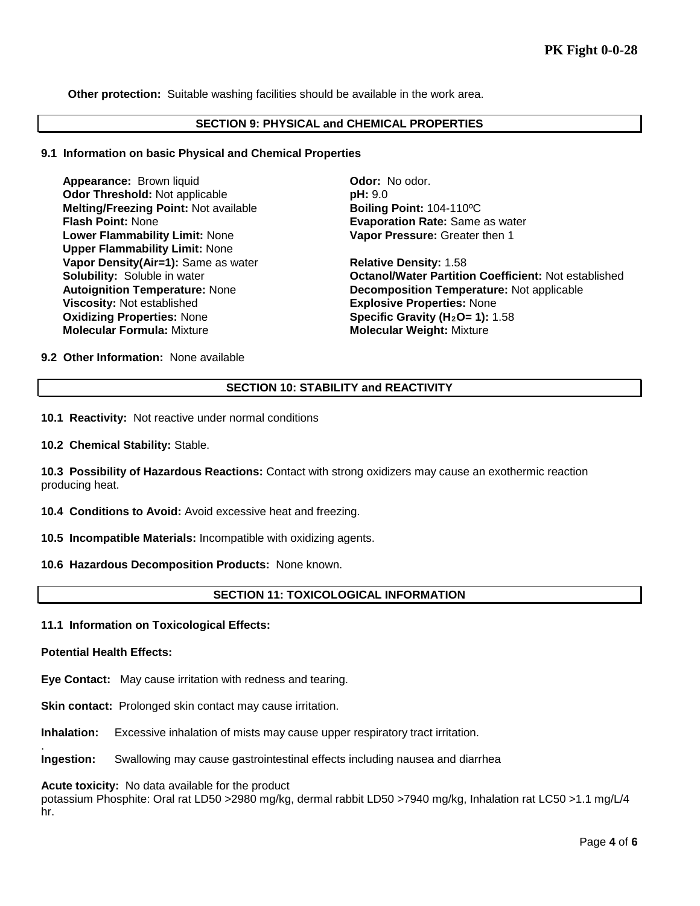**Other protection:** Suitable washing facilities should be available in the work area.

## SECTION 9: PHYSICAL and CHEMICAL PROPERTIES

### 9.1 Information on basic Physical and Chemical Properties

**Appearance:** Brown liquid
**Odor Threshold:** Not applicable
**Melting/Freezing Point:** Not available
**Flash Point:** None
**Lower Flammability Limit:** None
**Upper Flammability Limit:** None
**Vapor Density(Air=1):** Same as water
**Solubility:** Soluble in water
**Autoignition Temperature:** None
**Viscosity:** Not established
**Oxidizing Properties:** None
**Molecular Formula:** Mixture

**Odor:** No odor.
**pH:** 9.0
**Boiling Point:** 104-110ºC
**Evaporation Rate:** Same as water
**Vapor Pressure:** Greater then 1

**Relative Density:** 1.58
**Octanol/Water Partition Coefficient:** Not established
**Decomposition Temperature:** Not applicable
**Explosive Properties:** None
**Specific Gravity ($H_2O$= 1):** 1.58
**Molecular Weight:** Mixture

### 9.2 Other Information: None available

## SECTION 10: STABILITY and REACTIVITY

**10.1 Reactivity:** Not reactive under normal conditions

**10.2 Chemical Stability:** Stable.

**10.3 Possibility of Hazardous Reactions:** Contact with strong oxidizers may cause an exothermic reaction producing heat.

**10.4 Conditions to Avoid:** Avoid excessive heat and freezing.

**10.5 Incompatible Materials:** Incompatible with oxidizing agents.

**10.6 Hazardous Decomposition Products:** None known.

## SECTION 11: TOXICOLOGICAL INFORMATION

### 11.1 Information on Toxicological Effects:

**Potential Health Effects:**

**Eye Contact:** May cause irritation with redness and tearing.

**Skin contact:** Prolonged skin contact may cause irritation.

**Inhalation:** Excessive inhalation of mists may cause upper respiratory tract irritation.

**Ingestion:** Swallowing may cause gastrointestinal effects including nausea and diarrhea

**Acute toxicity:** No data available for the product
potassium Phosphite: Oral rat LD50 >2980 mg/kg, dermal rabbit LD50 >7940 mg/kg, Inhalation rat LC50 >1.1 mg/L/4 hr.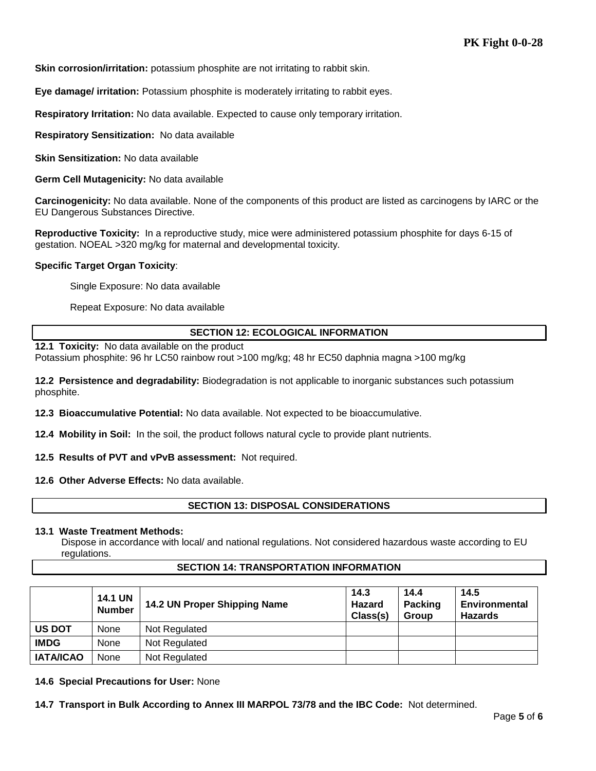**Skin corrosion/irritation:** potassium phosphite are not irritating to rabbit skin.

**Eye damage/ irritation:** Potassium phosphite is moderately irritating to rabbit eyes.

**Respiratory Irritation:** No data available. Expected to cause only temporary irritation.

**Respiratory Sensitization:** No data available

**Skin Sensitization:** No data available

**Germ Cell Mutagenicity:** No data available

**Carcinogenicity:** No data available. None of the components of this product are listed as carcinogens by IARC or the EU Dangerous Substances Directive.

**Reproductive Toxicity:** In a reproductive study, mice were administered potassium phosphite for days 6-15 of gestation. NOEAL >320 mg/kg for maternal and developmental toxicity.

**Specific Target Organ Toxicity**:

Single Exposure: No data available

Repeat Exposure: No data available

## SECTION 12: ECOLOGICAL INFORMATION

**12.1 Toxicity:** No data available on the product
Potassium phosphite: 96 hr LC50 rainbow rout >100 mg/kg; 48 hr EC50 daphnia magna >100 mg/kg

**12.2 Persistence and degradability:** Biodegradation is not applicable to inorganic substances such potassium phosphite.

**12.3 Bioaccumulative Potential:** No data available. Not expected to be bioaccumulative.

**12.4 Mobility in Soil:** In the soil, the product follows natural cycle to provide plant nutrients.

**12.5 Results of PVT and vPvB assessment:** Not required.

**12.6 Other Adverse Effects:** No data available.

## SECTION 13: DISPOSAL CONSIDERATIONS

**13.1 Waste Treatment Methods:**
Dispose in accordance with local/ and national regulations. Not considered hazardous waste according to EU regulations.

## SECTION 14: TRANSPORTATION INFORMATION

| | 14.1 UN Number | 14.2 UN Proper Shipping Name | 14.3 Hazard Class(s) | 14.4 Packing Group | 14.5 Environmental Hazards |
|---|---|---|---|---|---|
| **US DOT** | None | Not Regulated | | | |
| **IMDG** | None | Not Regulated | | | |
| **IATA/ICAO** | None | Not Regulated | | | |

**14.6 Special Precautions for User:** None

**14.7 Transport in Bulk According to Annex III MARPOL 73/78 and the IBC Code:** Not determined.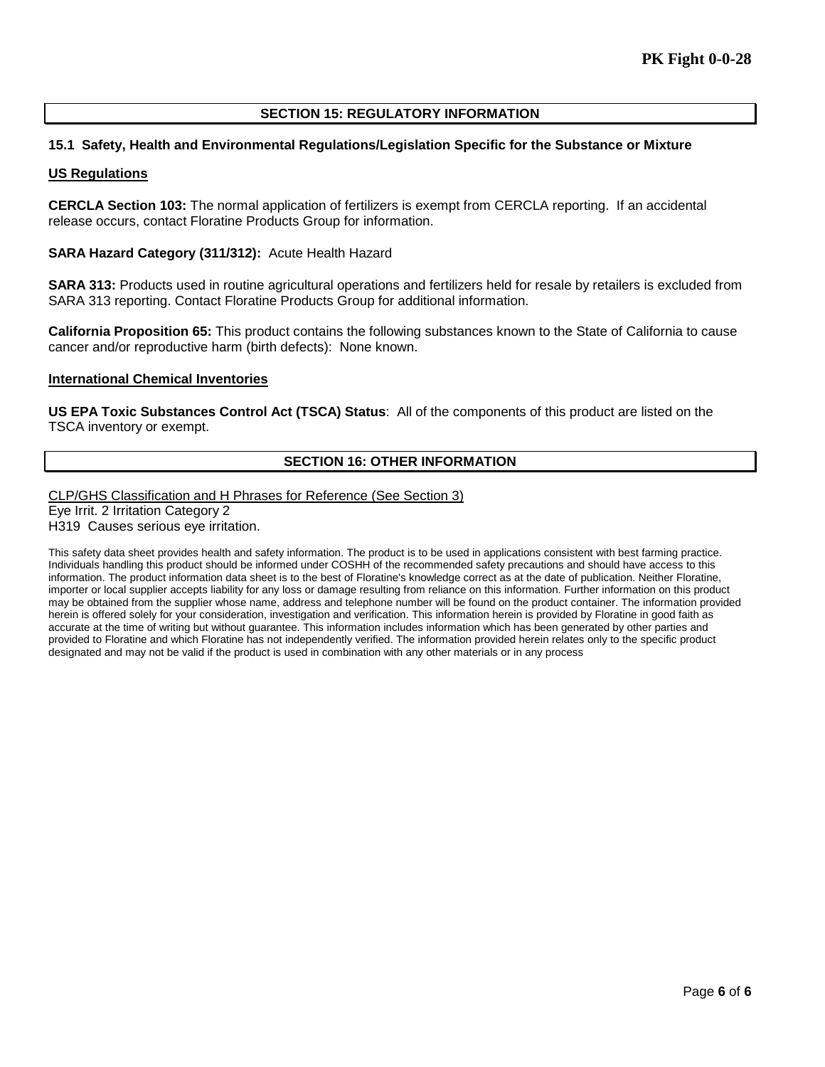## SECTION 15: REGULATORY INFORMATION

### 15.1 Safety, Health and Environmental Regulations/Legislation Specific for the Substance or Mixture

**US Regulations**

**CERCLA Section 103:** The normal application of fertilizers is exempt from CERCLA reporting. If an accidental release occurs, contact Floratine Products Group for information.

**SARA Hazard Category (311/312):** Acute Health Hazard

**SARA 313:** Products used in routine agricultural operations and fertilizers held for resale by retailers is excluded from SARA 313 reporting. Contact Floratine Products Group for additional information.

**California Proposition 65:** This product contains the following substances known to the State of California to cause cancer and/or reproductive harm (birth defects): None known.

**International Chemical Inventories**

**US EPA Toxic Substances Control Act (TSCA) Status**: All of the components of this product are listed on the TSCA inventory or exempt.

## SECTION 16: OTHER INFORMATION

CLP/GHS Classification and H Phrases for Reference (See Section 3)
Eye Irrit. 2 Irritation Category 2
H319 Causes serious eye irritation.

This safety data sheet provides health and safety information. The product is to be used in applications consistent with best farming practice. Individuals handling this product should be informed under COSHH of the recommended safety precautions and should have access to this information. The product information data sheet is to the best of Floratine's knowledge correct as at the date of publication. Neither Floratine, importer or local supplier accepts liability for any loss or damage resulting from reliance on this information. Further information on this product may be obtained from the supplier whose name, address and telephone number will be found on the product container. The information provided herein is offered solely for your consideration, investigation and verification. This information herein is provided by Floratine in good faith as accurate at the time of writing but without guarantee. This information includes information which has been generated by other parties and provided to Floratine and which Floratine has not independently verified. The information provided herein relates only to the specific product designated and may not be valid if the product is used in combination with any other materials or in any process